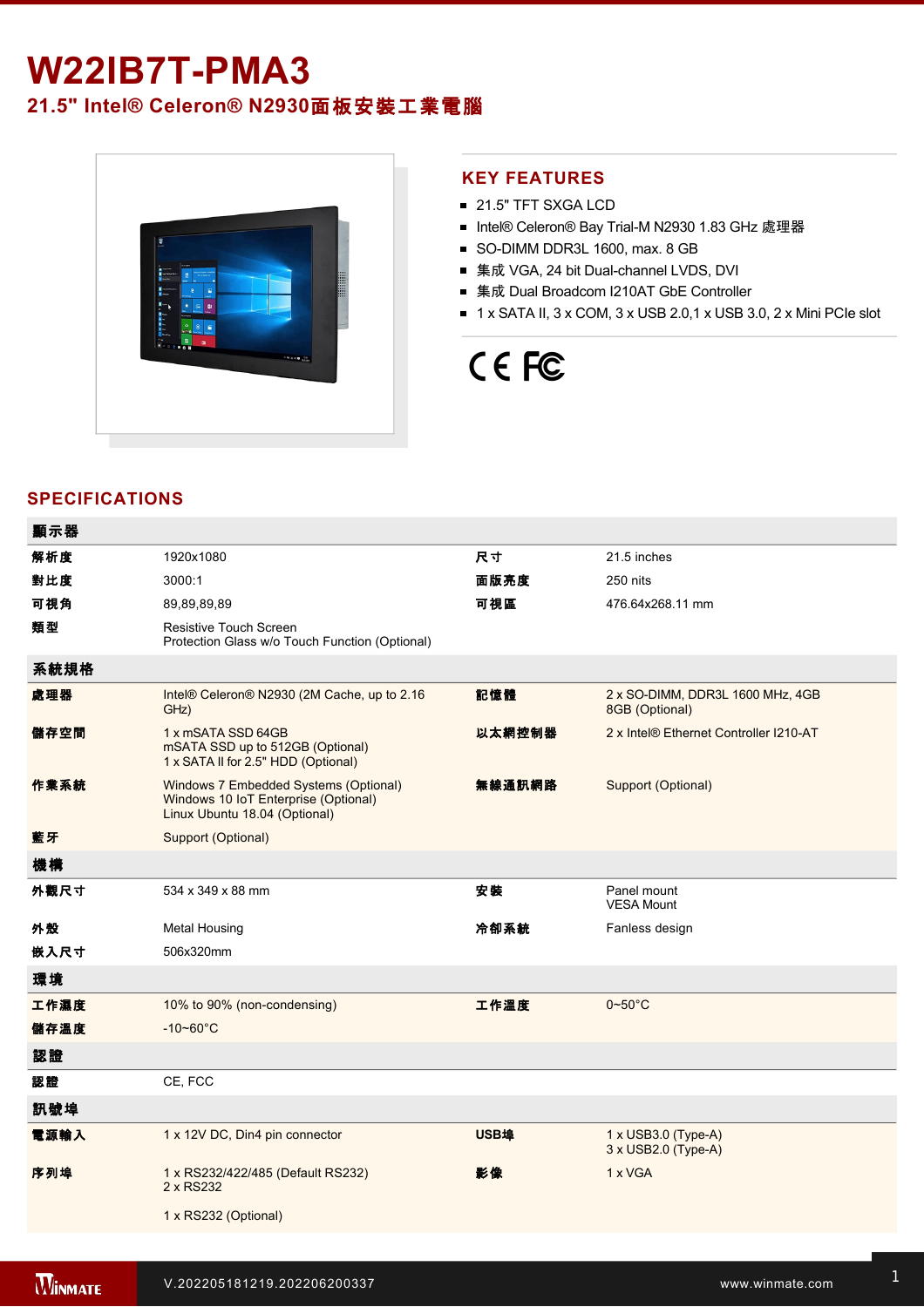# W22IB7T-PMA3

## 21.5" Intel® Celeron® N2930面板安裝工業電腦

## KEY FEATURES

- 21.5" TFT SXGA LCD
- Intel® Celeron® Bay Trial-M N2930 1.83 GHz 處理器
- SO-DIMM DDR3L 1600, max. 8 GB
- 集成 VGA, 24 bit Dual-channel LVDS, DVI
- 集成 Dual Broadcom I210AT GbE Controller
- 1 x SATA II, 3 x COM, 3 x USB 2.0,1 x USB 3.0, 2 x Mini PCIe slot

## SPECIFICATIONS

| 顯示器 | | | |
|---|---|---|---|
| 解析度 | 1920x1080 | 尺寸 | 21.5 inches |
| 對比度 | 3000:1 | 面版亮度 | 250 nits |
| 可視角 | 89,89,89,89 | 可視區 | 476.64x268.11 mm |
| 類型 | Resistive Touch Screen<br>Protection Glass w/o Touch Function (Optional) | | |
| **系統規格** | | | |
| 處理器 | Intel® Celeron® N2930 (2M Cache, up to 2.16 GHz) | 記憶體 | 2 x SO-DIMM, DDR3L 1600 MHz, 4GB<br>8GB (Optional) |
| 儲存空間 | 1 x mSATA SSD 64GB<br>mSATA SSD up to 512GB (Optional)<br>1 x SATA II for 2.5" HDD (Optional) | 以太網控制器 | 2 x Intel® Ethernet Controller I210-AT |
| 作業系統 | Windows 7 Embedded Systems (Optional)<br>Windows 10 IoT Enterprise (Optional)<br>Linux Ubuntu 18.04 (Optional) | 無線通訊網路 | Support (Optional) |
| 藍牙 | Support (Optional) | | |
| **機構** | | | |
| 外觀尺寸 | 534 x 349 x 88 mm | 安裝 | Panel mount<br>VESA Mount |
| 外殼 | Metal Housing | 冷卻系統 | Fanless design |
| 嵌入尺寸 | 506x320mm | | |
| **環境** | | | |
| 工作濕度 | 10% to 90% (non-condensing) | 工作溫度 | 0~50°C |
| 儲存溫度 | -10~60°C | | |
| **認證** | | | |
| 認證 | CE, FCC | | |
| **訊號埠** | | | |
| 電源輸入 | 1 x 12V DC, Din4 pin connector | USB埠 | 1 x USB3.0 (Type-A)<br>3 x USB2.0 (Type-A) |
| 序列埠 | 1 x RS232/422/485 (Default RS232)<br>2 x RS232<br><br>1 x RS232 (Optional) | 影像 | 1 x VGA |

V.202205181219.202206200337 www.winmate.com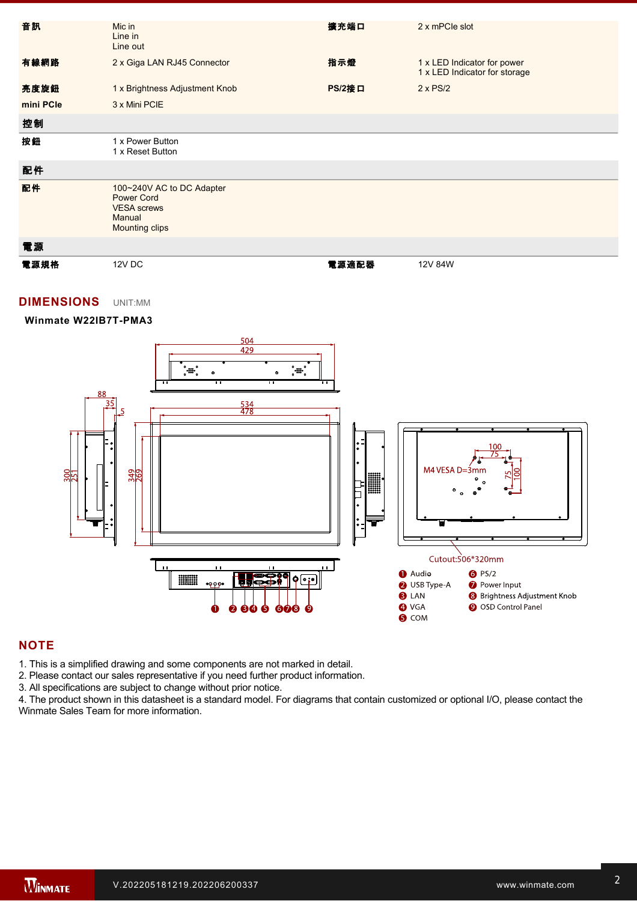| | | | |
|---|---|---|---|
| 音訊 | Mic in<br>Line in<br>Line out | 擴充端口 | 2 x mPCIe slot |
| 有線網路 | 2 x Giga LAN RJ45 Connector | 指示燈 | 1 x LED Indicator for power<br>1 x LED Indicator for storage |
| 亮度旋鈕 | 1 x Brightness Adjustment Knob | PS/2接口 | 2 x PS/2 |
| mini PCIe | 3 x Mini PCIE | | |

## 控制

| | |
|---|---|
| 按鈕 | 1 x Power Button<br>1 x Reset Button |

## 配件

| | |
|---|---|
| 配件 | 100~240V AC to DC Adapter<br>Power Cord<br>VESA screws<br>Manual<br>Mounting clips |

## 電源

| | | | |
|---|---|---|---|
| 電源規格 | 12V DC | 電源適配器 | 12V 84W |

## DIMENSIONS UNIT:MM

**Winmate W22IB7T-PMA3**

504
429
88
35
5
534
478
300
251
349
269
100
75
M4 VESA D=3mm
75
100
Cutout:506*320mm

1. Audio
2. USB Type-A
3. LAN
4. VGA
5. COM
6. PS/2
7. Power Input
8. Brightness Adjustment Knob
9. OSD Control Panel

## NOTE

1. This is a simplified drawing and some components are not marked in detail.
2. Please contact our sales representative if you need further product information.
3. All specifications are subject to change without prior notice.
4. The product shown in this datasheet is a standard model. For diagrams that contain customized or optional I/O, please contact the Winmate Sales Team for more information.